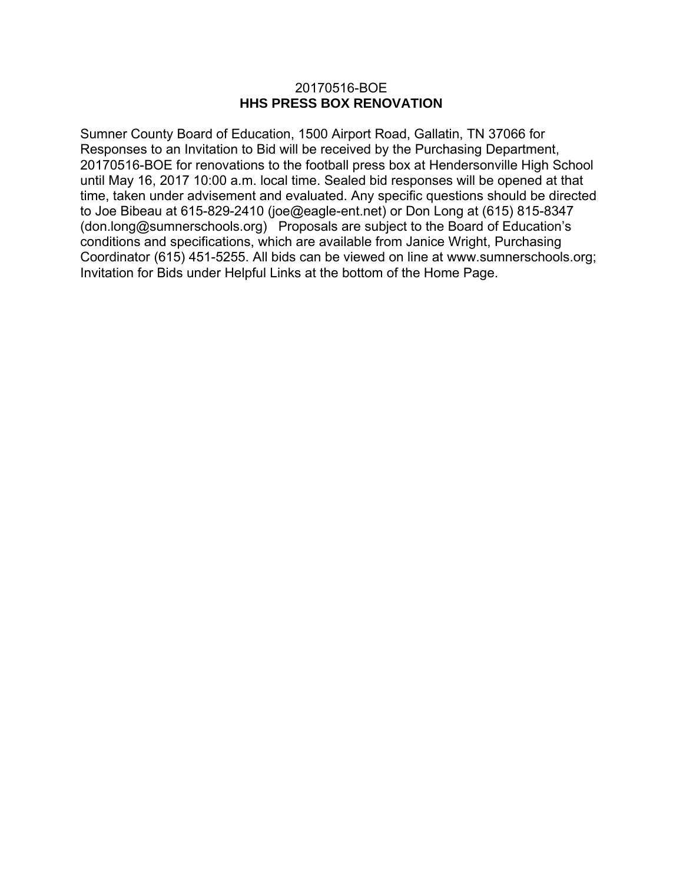20170516-BOE

**HHS PRESS BOX RENOVATION**

Sumner County Board of Education, 1500 Airport Road, Gallatin, TN 37066 for Responses to an Invitation to Bid will be received by the Purchasing Department, 20170516-BOE for renovations to the football press box at Hendersonville High School until May 16, 2017 10:00 a.m. local time. Sealed bid responses will be opened at that time, taken under advisement and evaluated. Any specific questions should be directed to Joe Bibeau at 615-829-2410 (joe@eagle-ent.net) or Don Long at (615) 815-8347 (don.long@sumnerschools.org) Proposals are subject to the Board of Education's conditions and specifications, which are available from Janice Wright, Purchasing Coordinator (615) 451-5255. All bids can be viewed on line at www.sumnerschools.org; Invitation for Bids under Helpful Links at the bottom of the Home Page.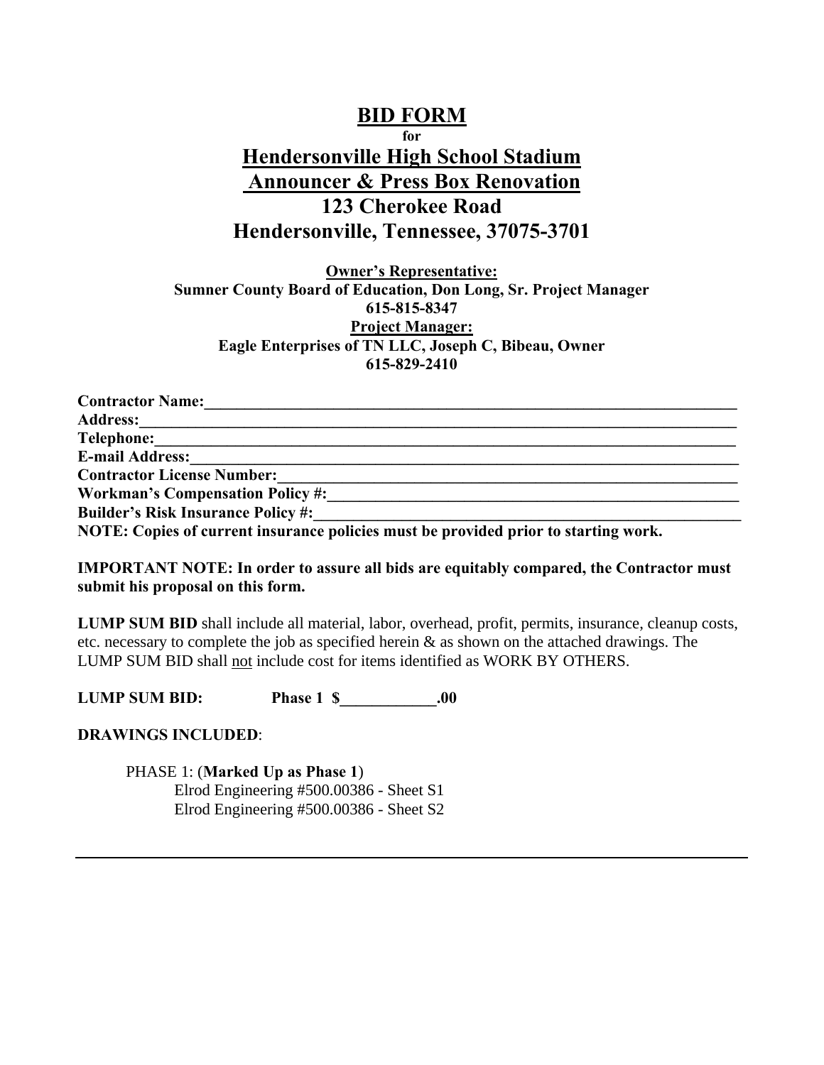# BID FORM

**for**

## Hendersonville High School Stadium
## Announcer & Press Box Renovation
## 123 Cherokee Road
## Hendersonville, Tennessee, 37075-3701

**Owner's Representative:**
**Sumner County Board of Education, Don Long, Sr. Project Manager**
**615-815-8347**
**Project Manager:**
**Eagle Enterprises of TN LLC, Joseph C, Bibeau, Owner**
**615-829-2410**

**Contractor Name:**_______________________________________________________________________
**Address:**_____________________________________________________________________________
**Telephone:**___________________________________________________________________________
**E-mail Address:**_______________________________________________________________________
**Contractor License Number:**______________________________________________________________
**Workman's Compensation Policy #:**_________________________________________________________
**Builder's Risk Insurance Policy #:**__________________________________________________________
**NOTE: Copies of current insurance policies must be provided prior to starting work.**

**IMPORTANT NOTE: In order to assure all bids are equitably compared, the Contractor must submit his proposal on this form.**

**LUMP SUM BID** shall include all material, labor, overhead, profit, permits, insurance, cleanup costs, etc. necessary to complete the job as specified herein & as shown on the attached drawings. The LUMP SUM BID shall not include cost for items identified as WORK BY OTHERS.

**LUMP SUM BID:** **Phase 1 $____________.00**

**DRAWINGS INCLUDED**:

PHASE 1: (**Marked Up as Phase 1**)
Elrod Engineering #500.00386 - Sheet S1
Elrod Engineering #500.00386 - Sheet S2

---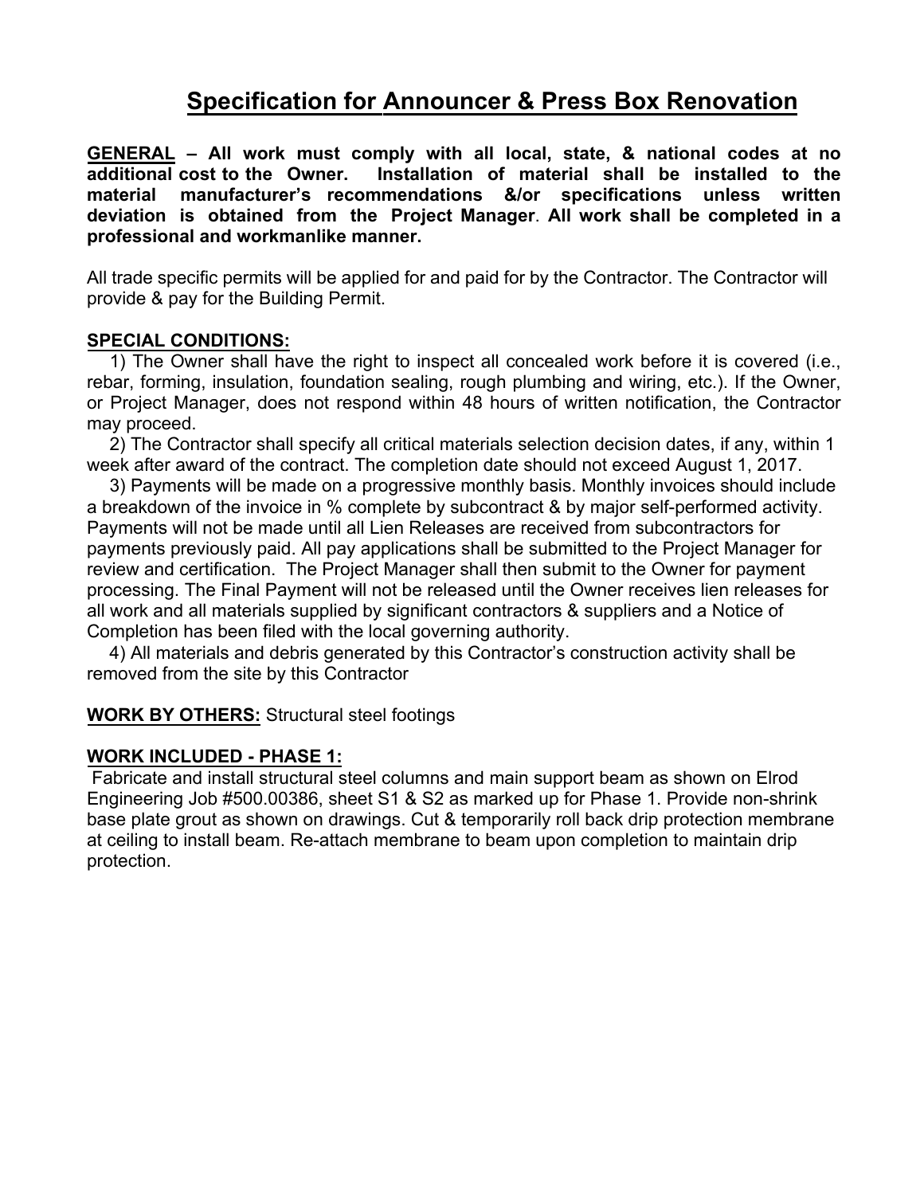# Specification for Announcer & Press Box Renovation

**GENERAL – All work must comply with all local, state, & national codes at no additional cost to the Owner. Installation of material shall be installed to the material manufacturer's recommendations &/or specifications unless written deviation is obtained from the Project Manager. All work shall be completed in a professional and workmanlike manner.**

All trade specific permits will be applied for and paid for by the Contractor. The Contractor will provide & pay for the Building Permit.

**SPECIAL CONDITIONS:**

1) The Owner shall have the right to inspect all concealed work before it is covered (i.e., rebar, forming, insulation, foundation sealing, rough plumbing and wiring, etc.). If the Owner, or Project Manager, does not respond within 48 hours of written notification, the Contractor may proceed.

2) The Contractor shall specify all critical materials selection decision dates, if any, within 1 week after award of the contract. The completion date should not exceed August 1, 2017.

3) Payments will be made on a progressive monthly basis. Monthly invoices should include a breakdown of the invoice in % complete by subcontract & by major self-performed activity. Payments will not be made until all Lien Releases are received from subcontractors for payments previously paid. All pay applications shall be submitted to the Project Manager for review and certification. The Project Manager shall then submit to the Owner for payment processing. The Final Payment will not be released until the Owner receives lien releases for all work and all materials supplied by significant contractors & suppliers and a Notice of Completion has been filed with the local governing authority.

4) All materials and debris generated by this Contractor's construction activity shall be removed from the site by this Contractor

**WORK BY OTHERS:** Structural steel footings

**WORK INCLUDED - PHASE 1:**

Fabricate and install structural steel columns and main support beam as shown on Elrod Engineering Job #500.00386, sheet S1 & S2 as marked up for Phase 1. Provide non-shrink base plate grout as shown on drawings. Cut & temporarily roll back drip protection membrane at ceiling to install beam. Re-attach membrane to beam upon completion to maintain drip protection.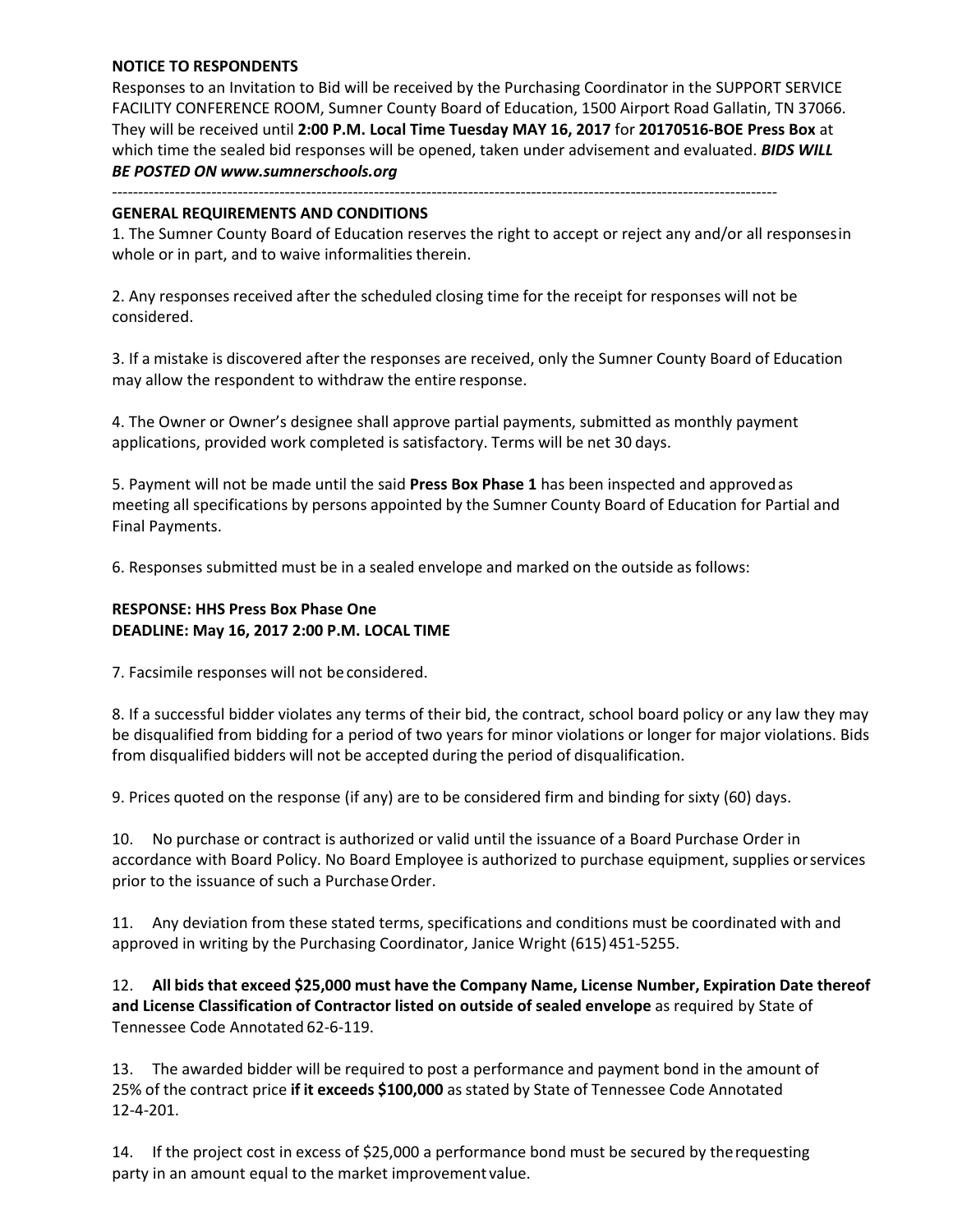**NOTICE TO RESPONDENTS**

Responses to an Invitation to Bid will be received by the Purchasing Coordinator in the SUPPORT SERVICE FACILITY CONFERENCE ROOM, Sumner County Board of Education, 1500 Airport Road Gallatin, TN 37066. They will be received until **2:00 P.M. Local Time Tuesday MAY 16, 2017** for **20170516-BOE Press Box** at which time the sealed bid responses will be opened, taken under advisement and evaluated. ***BIDS WILL BE POSTED ON www.sumnerschools.org***

---

**GENERAL REQUIREMENTS AND CONDITIONS**

1. The Sumner County Board of Education reserves the right to accept or reject any and/or all responses in whole or in part, and to waive informalities therein.

2. Any responses received after the scheduled closing time for the receipt for responses will not be considered.

3. If a mistake is discovered after the responses are received, only the Sumner County Board of Education may allow the respondent to withdraw the entire response.

4. The Owner or Owner's designee shall approve partial payments, submitted as monthly payment applications, provided work completed is satisfactory. Terms will be net 30 days.

5. Payment will not be made until the said **Press Box Phase 1** has been inspected and approved as meeting all specifications by persons appointed by the Sumner County Board of Education for Partial and Final Payments.

6. Responses submitted must be in a sealed envelope and marked on the outside as follows:

**RESPONSE: HHS Press Box Phase One**
**DEADLINE: May 16, 2017 2:00 P.M. LOCAL TIME**

7. Facsimile responses will not be considered.

8. If a successful bidder violates any terms of their bid, the contract, school board policy or any law they may be disqualified from bidding for a period of two years for minor violations or longer for major violations. Bids from disqualified bidders will not be accepted during the period of disqualification.

9. Prices quoted on the response (if any) are to be considered firm and binding for sixty (60) days.

10. No purchase or contract is authorized or valid until the issuance of a Board Purchase Order in accordance with Board Policy. No Board Employee is authorized to purchase equipment, supplies or services prior to the issuance of such a Purchase Order.

11. Any deviation from these stated terms, specifications and conditions must be coordinated with and approved in writing by the Purchasing Coordinator, Janice Wright (615) 451-5255.

12. **All bids that exceed $25,000 must have the Company Name, License Number, Expiration Date thereof and License Classification of Contractor listed on outside of sealed envelope** as required by State of Tennessee Code Annotated 62-6-119.

13. The awarded bidder will be required to post a performance and payment bond in the amount of 25% of the contract price **if it exceeds $100,000** as stated by State of Tennessee Code Annotated 12-4-201.

14. If the project cost in excess of $25,000 a performance bond must be secured by the requesting party in an amount equal to the market improvement value.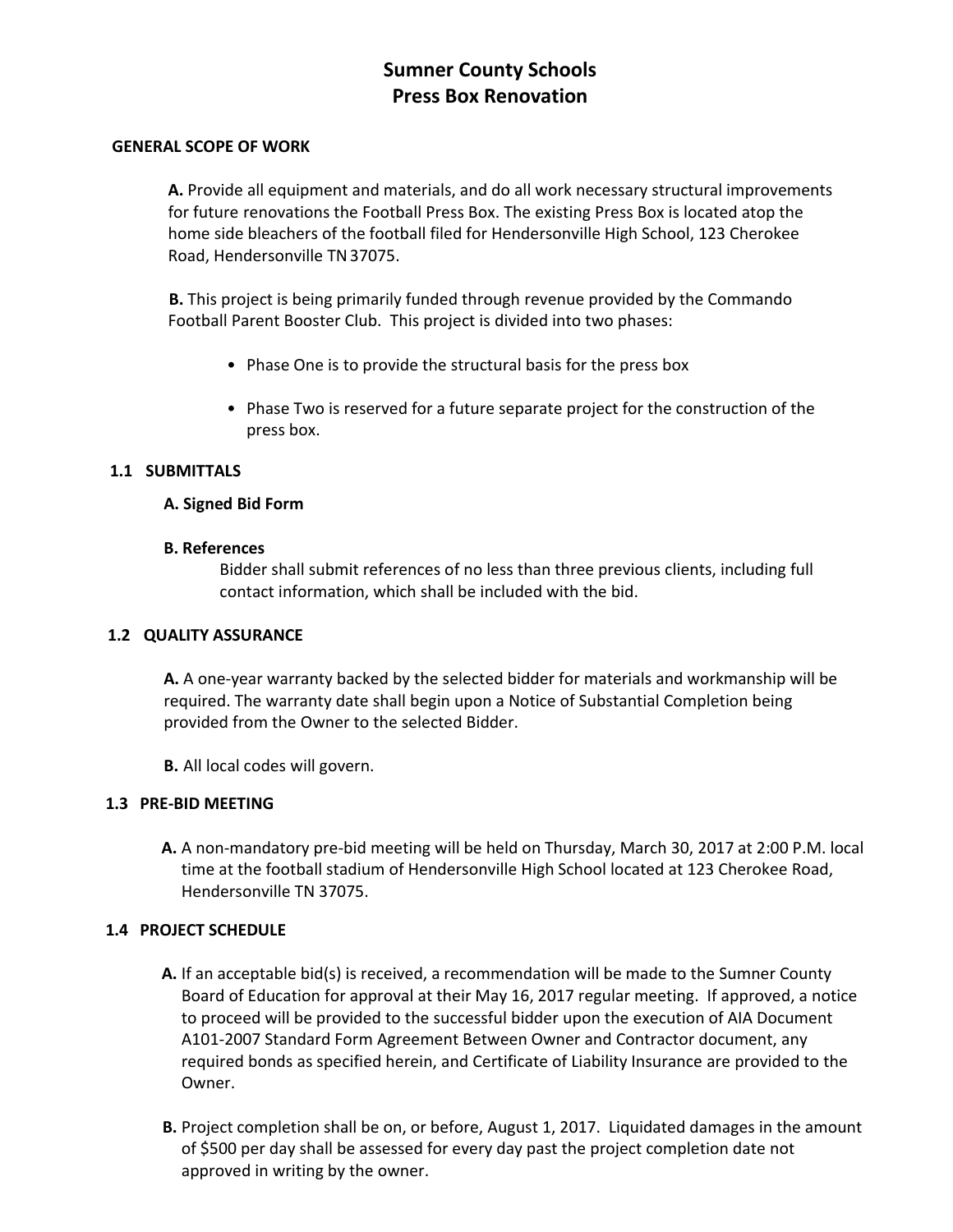# Sumner County Schools
# Press Box Renovation

## GENERAL SCOPE OF WORK

**A.** Provide all equipment and materials, and do all work necessary structural improvements for future renovations the Football Press Box. The existing Press Box is located atop the home side bleachers of the football filed for Hendersonville High School, 123 Cherokee Road, Hendersonville TN 37075.

**B.** This project is being primarily funded through revenue provided by the Commando Football Parent Booster Club. This project is divided into two phases:

- Phase One is to provide the structural basis for the press box
- Phase Two is reserved for a future separate project for the construction of the press box.

## 1.1 SUBMITTALS

**A. Signed Bid Form**

**B. References**

Bidder shall submit references of no less than three previous clients, including full contact information, which shall be included with the bid.

## 1.2 QUALITY ASSURANCE

**A.** A one-year warranty backed by the selected bidder for materials and workmanship will be required. The warranty date shall begin upon a Notice of Substantial Completion being provided from the Owner to the selected Bidder.

**B.** All local codes will govern.

## 1.3 PRE-BID MEETING

**A.** A non-mandatory pre-bid meeting will be held on Thursday, March 30, 2017 at 2:00 P.M. local time at the football stadium of Hendersonville High School located at 123 Cherokee Road, Hendersonville TN 37075.

## 1.4 PROJECT SCHEDULE

**A.** If an acceptable bid(s) is received, a recommendation will be made to the Sumner County Board of Education for approval at their May 16, 2017 regular meeting. If approved, a notice to proceed will be provided to the successful bidder upon the execution of AIA Document A101-2007 Standard Form Agreement Between Owner and Contractor document, any required bonds as specified herein, and Certificate of Liability Insurance are provided to the Owner.

**B.** Project completion shall be on, or before, August 1, 2017. Liquidated damages in the amount of $500 per day shall be assessed for every day past the project completion date not approved in writing by the owner.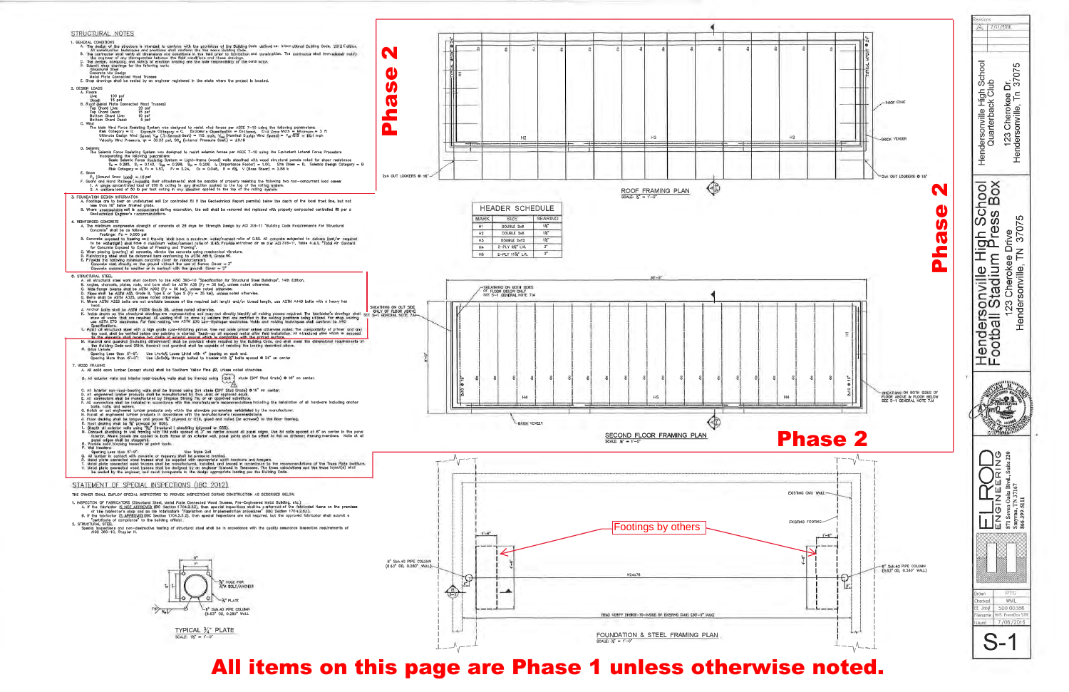## STRUCTURAL NOTES

1. GENERAL CONDITIONS
   - A. The design of the structure is intended to conform with the provisions of the Building Code defined as: International Building Code, 2012 Edition. All construction techniques and practices shall conform the same Building Code.
   - B. The contractor shall verify all dimensions and conditions in the field prior to fabrication and construction. The contractor shall immediately notify the engineer of any discrepancies between the field conditions and these drawings.
   - C. The design, adequacy, and safety of erection bracing are the sole responsibility of the contractor.
   - D. Submit shop drawings for the following work:
     - Structural Steel
     - Concrete Mix Design
     - Metal Plate Connected Wood Trusses
   - E. Shop drawings shall be sealed by an engineer registered in the state where the project is located.

2. DESIGN LOADS
   - A. Floors
     - Live: 100 psf
     - Dead: 15 psf
   - B. Roof (Metal Plate Connected Wood Trusses)
     - Top Chord Live: 20 psf
     - Top Chord Dead: 15 psf
     - Bottom Chord Live: 10 psf
     - Bottom Chord Dead: 5 psf
   - C. Wind
     - The Main Wind Force Resisting System was designed to resist wind forces per ASCE 7-10 using the following parameters: Risk Category = II, Exposure Category = C, Enclosure Classification = Enclosed, End Zone Width = Minimum = 3 ft. Ultimate Design Wind Speed, $V_{ult}$ (3-Second Gust) = 115 mph, $V_{asd}$ (Nominal Design Wind Speed) = $V_{ult}\sqrt{0.6}$ = 89.1 mph. Velocity Wind Pressure, qh = 30.03 psf, $GC_{pi}$ (Internal Pressure Coef.) = ±0.18
   - D. Seismic
     - The Seismic Force Resisting System was designed to resist seismic forces per ASCE 7-10 using the Equivalent Lateral Force Procedure incorporating the following parameters: Basic Seismic Force Resisting System = Light-frame (wood) walls sheathed with wood structural panels rated for shear resistance. $S_s$ = 0.285, $S_1$ = 0.140, $S_{DS}$ = 0.298, $S_{D1}$ = 0.209, $I_e$ (Importance Factor) = 1.00, Site Class = D, Seismic Design Category = B. Risk Category = II, $F_a$ = 1.57, $F_v$ = 2.24, Cs = 0.046, R = 6½, V (Base Shear) = 2.86 k
   - E. Snow
     - $P_g$ (Ground Snow Load) = 10 psf
   - F. Guard and Hand Railings (including their attachments) shall be capable of properly resisting the following two non-concurrent load cases:
     1. A single concentrated load of 200 lb acting in any direction applied to the top of the railing system.
     2. A uniform load of 50 lb per foot acting in any direction applied to the top of the railing system.

3. FOUNDATION DESIGN INFORMATION
   - A. Footings are to bear on undisturbed soil (or controlled fill if the Geotechnical Report permits) below the depth of the local frost line, but not less than 18" below finished grade.
   - B. Where unacceptable soil is encountered during excavation, the soil shall be removed and replaced with properly compacted controlled fill per a Geotechnical Engineer's recommendations.

4. REINFORCED CONCRETE
   - A. The minimum compressive strength of concrete at 28 days for Strength Design by ACI 318-11 "Building Code Requirements for Structural Concrete" shall be as follows:
     - Footings: f'c = 3,000 psi
   - B. Concrete exposed to freezing and thawing shall have a maximum water/cement ratio of 0.50. All concrete subjected to deicers (and/or required to be watertight) shall have a maximum water/cement ratio of 0.45. Provide entrained air as per ACI 318-11, Table 4.4.1, "Total Air Content for Concrete Exposed to Cycles of Freezing and Thawing".
   - C. When placing (pouring) all concrete, vibrate the concrete using mechanical vibrators.
   - D. Reinforcing steel shall be deformed bars conforming to ASTM A615, Grade 60.
   - E. Provide the following minimum concrete cover for reinforcement:
     - Concrete cast directly on the ground without the use of forms: Cover = 3"
     - Concrete exposed to weather or in contact with the ground: Cover = 2"

5. STRUCTURAL STEEL
   - A. All structural steel work shall conform to the AISC 360-10 "Specification for Structural Steel Buildings", 14th Edition.
   - B. Angles, channels, plates, rods, and bars shall be ASTM A36 (Fy = 36 ksi), unless noted otherwise.
   - C. Wide flange beams shall be ASTM A992 (Fy = 50 ksi), unless noted otherwise.
   - D. Pipes shall be ASTM A53, Grade B, Type E or Type S (Fy = 35 ksi), unless noted otherwise.
   - E. Bolts shall be ASTM A325, unless noted otherwise.
   - H. Where ASTM A325 bolts are not available because of the required bolt length and/or thread length, use ASTM A449 bolts with a heavy hex head.
   - I. Anchor bolts shall be ASTM F1554 Grade 36, unless noted otherwise.
   - K. Welds shown on the structural drawings are representative and may not directly identify all welding process required. The fabricator's drawings shall show all welds that are required. All welding shall be done by welders that are certified in the welding positions being utilized. For shop welding, use E70 electrodes. For field welding, use ASTM E70 Low-Hydrogen electrodes. Welds and welding techniques shall conform to AWS Specifications.
   - L. Paint all structural steel with a high grade rust-inhibiting primer. Use red oxide primer unless otherwise noted. The compatibility of primer and any top coat shall be verified before any painting is started. Touch-up all exposed metal after field installation. All structural steel where is exposed to the elements shall receive two coats of exterior enamel which is compatible with the primed surface.
   - M. Handrail and guardrail (including attachment) shall be provided where required by the Building Code, and shall meet the dimensional requirements of the Building Code and OSHA. Handrail and guardrail shall be capable of resisting the loading described above.
   - N. Brick Lintels
     - Opening Less than 6'-0": Use L4x4x¼ Loose Lintel with 4" bearing on each end.
     - Opening More than 6'-0": Use L6x4x5/16 through bolted to header with ½" bolts spaced @ 24" on center

7. WOOD FRAMING
   - A. All solid sawn lumber (except studs) shall be Southern Yellow Pine #2, unless noted otherwise.
   - B. All exterior walls and interior load-bearing walls shall be framed using 2x6 studs (SPF Stud Grade) @ 16" on center.
   - C. All interior non-load-bearing walls shall be framed using 2x4 studs (SPF Stud Grade) @ 16" on center.
   - D. All engineered lumber products shall be manufactured by Trus Joist or approved equal.
   - E. All connectors shall be manufactured by Simpson Strong-Tie, or an approved substitute.
   - F. All connectors shall be installed in accordance with the manufacturer's recommendations including the installation of all hardware including anchor bolts, nails, and screws.
   - G. Notch or cut engineered lumber products only within the allowable parameters established by the manufacturer.
   - H. Install all engineered lumber products in accordance with the manufacturer's recommendations.
   - I. Floor decking shall be tongue and groove ¾" plywood or OSB, glued and nailed (or screwed) to the floor framing.
   - J. Roof decking shall be ⅝" plywood (or OSB).
   - K. Sheath all exterior walls using 7/16" Structural I sheathing (plywood or OSB).
   - L. Connect sheathing to wall framing with 10d nails spaced at 3" on center around all panel edges. Use 8d nails spaced at 6" on center in the panel interior. Where panels are applied to both faces of an exterior wall, panel joints shall be offset to fall on different framing members. Nails at all panel edges shall be staggered.
   - M. Provide solid blocking beneath all point loads.
   - P. Wall Headers
     - Opening Less than 5'-0": Use Triple 2x8
   - Q. All lumber in contact with concrete or masonry shall be pressure treated.
   - R. Metal plate connected wood trusses shall be supplied with appropriate uplift hardware and hangers.
   - T. Metal plate connected wood trusses shall be manufactured, installed, and braced in accordance to the recommendations of the Truss Plate Institute.
   - V. Metal plate connected wood trusses shall be designed by an engineer licensed in Tennessee. The truss calculations and the truss layout(s) shall be sealed by the engineer, and must incorporate in the design appropriate loading per the Building Code.

## STATEMENT OF SPECIAL INSPECTIONS (IBC 2012)

THE OWNER SHALL EMPLOY SPECIAL INSPECTORS TO PROVIDE INSPECTIONS DURING CONSTRUCTION AS DESCRIBED BELOW.

1. INSPECTION OF FABRICATORS (Structural Steel, Metal Plate Connected Wood Trusses, Pre-Engineered Metal Building, etc.)
   - A. If the fabricator IS NOT APPROVED (IBC Section 1704.2.5.2), then special inspections shall be performed of the fabricated items on the premises of the fabricator's shop and as the fabricator's "Fabrication and Implementation procedures" (IBC Section 1704.2.5.1).
   - B. If the fabricator IS APPROVED (IBC Section 1704.2.5.2), then special inspections are not required, but the approved fabricator shall submit a "certificate of compliance" to the building official.
2. STRUCTURAL STEEL
   - Special inspections and non-destructive testing of structural steel shall be in accordance with the quality assurance inspection requirements of AISC 360-10, Chapter N.

**TYPICAL ¾" PLATE** — SCALE: 1½" = 1'-0"

¾" PLATE; 13/16" HOLE FOR ¾" BOLT/ANCHOR; 6" Sch.40 PIPE COLUMN (6.63" OD, 0.280" WALL)

## Phase 2

**ROOF FRAMING PLAN** — SCALE: ¼" = 1'-0"

Labels: TYPICAL HEADER; H1; H2; H3; H2; ROOF EDGE; BRICK VENEER; 2x4 OUT LOOKERS @ 16"

### HEADER SCHEDULE

| MARK | SIZE | BEARING |
|---|---|---|
| H1 | DOUBLE 2x8 | 1½" |
| H2 | DOUBLE 2x8 | 1½" |
| H3 | DOUBLE 2x12 | 1½" |
| H4 | 2-PLY 9¼" LVL | 3" |
| H5 | 2-PLY 11⅞" LVL | 3" |

**SECOND FLOOR FRAMING PLAN** — SCALE: ¼" = 1'-0"

Labels: 30'-8"; SHEATHING ON BOTH SIDES OF FLOOR BELOW ONLY, SEE S-1 GENERAL NOTE 7.M; SHEATHING ON OUT SIDE ONLY OF FLOOR ABOVE, SEE S-1 GENERAL NOTE 7.M; H1; H4; H5; H4; 2x10 @ 16"; BRICK VENEER; SHEATHING ON BOTH SIDES OF FLOOR ABOVE & FLOOR BELOW, SEE S-1 GENERAL NOTE 7.M

## Phase 2

**FOUNDATION & STEEL FRAMING PLAN** — SCALE: ¼" = 1'-0"

Labels: Footings by others; EXISTING CMU WALL; EXISTING FOOTING; 6" Sch.40 PIPE COLUMN (6.63" OD, 0.280" WALL); W24x76; FIELD VERIFY FROM INSIDE-TO-INSIDE OF EXISTING CMU (30'-8" MAX)

**All items on this page are Phase 1 unless otherwise noted.**

Hendersonville High School Quarterback Club, 123 Cherokee Dr., Hendersonville, Tn 37075

Hendersonville High School Football Stadium Press Box, 123 Cherokee Drive, Hendersonville, TN 37075

ELROD ENGINEERING — 571 Seven Oaks Blvd., Suite 220, Smyrna, TN 37167, 866-399-5111

| | |
|---|---|
| Drawn | PTTJ |
| Checked | WML |
| EE Job | 500.00.566 |
| Filename | HHS PressBox STR |
| Issued | 7/06/2016 |

S-1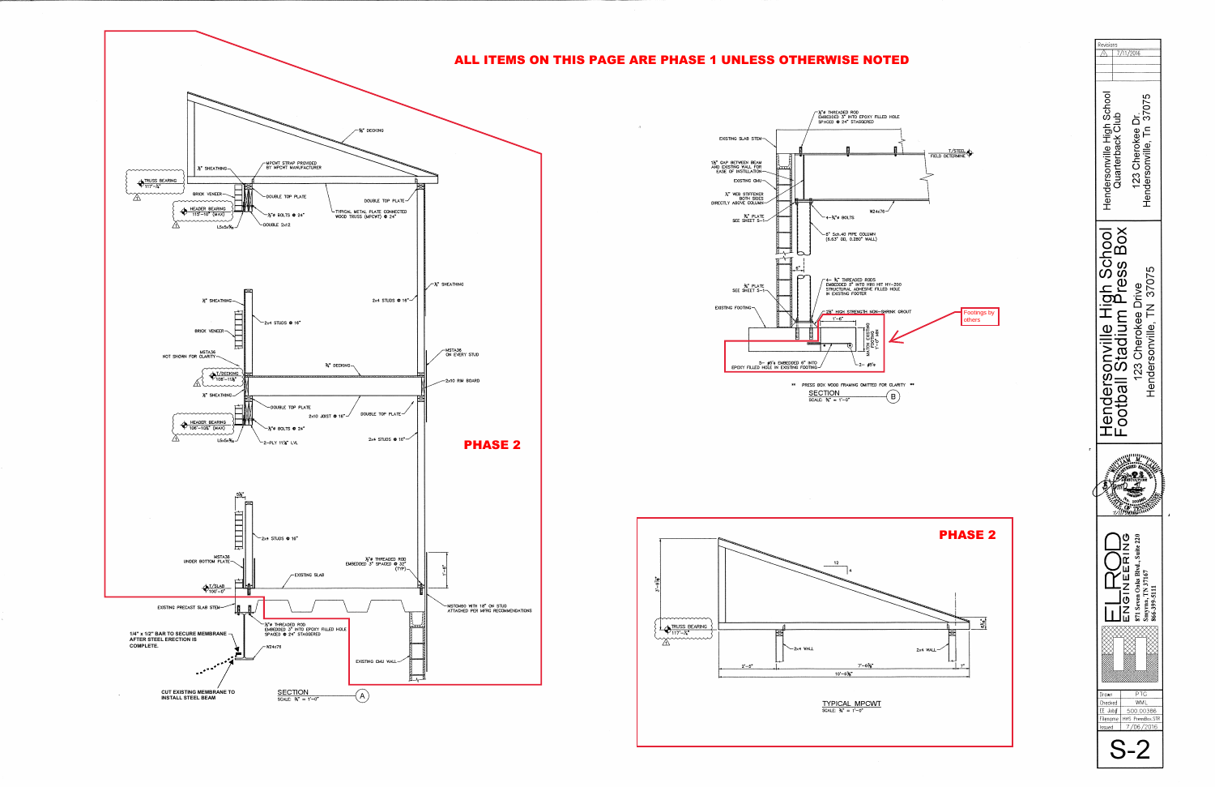**ALL ITEMS ON THIS PAGE ARE PHASE 1 UNLESS OTHERWISE NOTED**

5/8" DECKING

MPCWT STRAP PROVIDED BY MPCWT MANUFACTURER

3/4" SHEATHING

TRUSS BEARING 117'-3/4"

BRICK VENEER

DOUBLE TOP PLATE

HEADER BEARING 115'-10" (MAX)

3/4"ø BOLTS @ 24"

L5x5x3/8

DOUBLE 2x12

TYPICAL METAL PLATE CONNECTED WOOD TRUSS (MPCWT) @ 24"

DOUBLE TOP PLATE

3/4" SHEATHING

3/4" SHEATHING

2x4 STUDS @ 16"

2x4 STUDS @ 16"

BRICK VENEER

MSTA36 NOT SHOWN FOR CLARITY

3/4" DECKING

MSTA36 ON EVERY STUD

T/DECKING 108'-11 3/4"

2x10 RIM BOARD

3/4" SHEATHING

DOUBLE TOP PLATE

2x10 JOIST @ 16"

DOUBLE TOP PLATE

HEADER BEARING 106'-10 5/8" (MAX)

3/4"ø BOLTS @ 24"

2x4 STUDS @ 16"

L6x5x3/8

2-PLY 11 7/8" LVL

**PHASE 2**

5 5/8"

2x4 STUDS @ 16"

MSTA36 UNDER BOTTOM PLATE

3/4"ø THREADED ROD EMBEDDED 3" SPACED @ 32" (TYP)

1'-8"

T/SLAB 100'-0"

EXISTING SLAB

EXISTING PRECAST SLAB STEM

MSTC48B WITH 16" OH STUD ATTACHED PER MFRG RECOMMENDATIONS

1/4" x 1/2" BAR TO SECURE MEMBRANE AFTER STEEL ERECTION IS COMPLETE.

3/4"ø THREADED ROD EMBEDDED 3" INTO EPOXY FILLED HOLE SPACED @ 24" STAGGERED

W24x76

EXISTING CMU WALL

CUT EXISTING MEMBRANE TO INSTALL STEEL BEAM

SECTION (A)
SCALE: 3/4" = 1'-0"

---

3/4"ø THREADED ROD EMBEDDED 3" INTO EPOXY FILLED HOLE SPACED @ 24" STAGGERED

EXISTING SLAB STEM

T/STEEL FIELD DETERMINE

1/2" GAP BETWEEN BEAM AND EXISTING WALL FOR EASE OF INSTALLATION

EXISTING CMU

3/8" WEB STIFFENER BOTH SIDES DIRECTLY ABOVE COLUMN

W24x76

3/4" PLATE SEE SHEET S-1

4-3/4"ø BOLTS

6" Sch.40 PIPE COLUMN (6.63" OD, 0.280" WALL)

6"

3/4" PLATE SEE SHEET S-1

4-3/4"ø THREADED RODS EMBEDDED 5" INTO HIRI HIT HY-200 STRUCTURAL ADHESIVE FILLED HOLE IN EXISTING FOOTER

EXISTING FOOTING

2" HIGH STRENGTH NON-SHRINK GROUT

1'-6"

MATCH EXISTING FOOTING 1'-0" MIN

3-#5's EMBEDDED 6" INTO EPOXY FILLED HOLE IN EXISTING FOOTING

2-#5's

Footings by others

** PRESS BOX WOOD FRAMING OMITTED FOR CLARITY **

SECTION (B)
SCALE: 3/4" = 1'-0"

---

**PHASE 2**

3'-9 1/2"

12

4

TRUSS BEARING 117'-3/4"

6 3/8"

2x4 WALL

2x4 WALL

2'-5"

7'-6 5/8"

1"

10'-6 5/8"

TYPICAL MPCWT
SCALE: 3/4" = 1'-0"

---

Revisions: 7/11/2016

Hendersonville High School Quarterback Club
123 Cherokee Dr.
Hendersonville, Tn 37075

Hendersonville High School Football Stadium Press Box
123 Cherokee Drive
Hendersonville, TN 37075

ELROD ENGINEERING
871 Seven Oaks Blvd., Suite 220
Smyrna, TN 37167
866-399-5111

| | |
|---|---|
| Drawn | PTG |
| Checked | WML |
| EE Job# | 500.00386 |
| Filename | HHS PressBox.STR |
| Issued | 7/06/2016 |

S-2